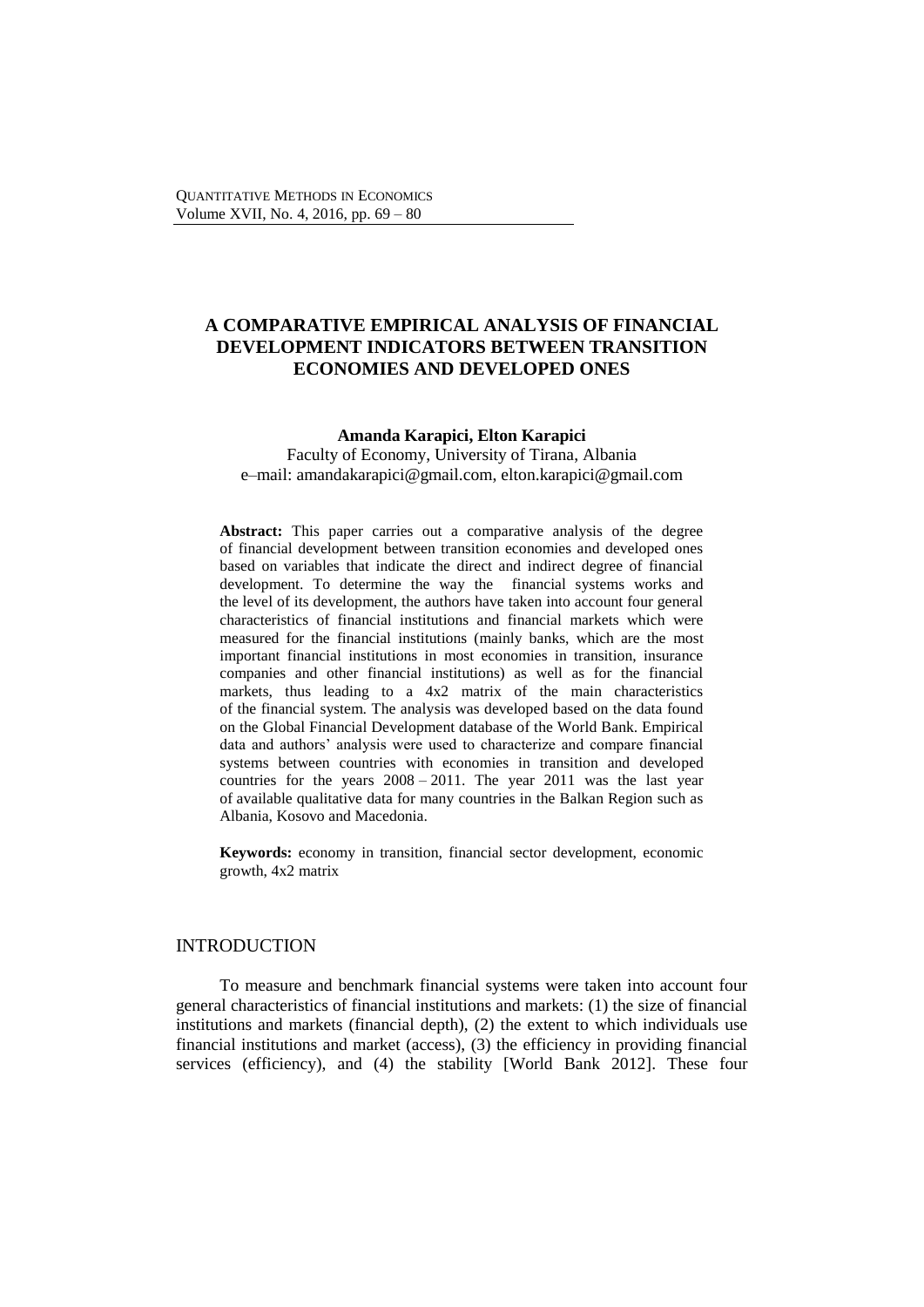# A COMPARATIVE EMPIRICAL ANALYSIS OF FINANCIAL DEVELOPMENT INDICATORS BETWEEN TRANSITION ECONOMIES AND DEVELOPED ONES

**Amanda Karapici, Elton Karapici**

Faculty of Economy, University of Tirana, Albania
e–mail: amandakarapici@gmail.com, elton.karapici@gmail.com

**Abstract:** This paper carries out a comparative analysis of the degree of financial development between transition economies and developed ones based on variables that indicate the direct and indirect degree of financial development. To determine the way the financial systems works and the level of its development, the authors have taken into account four general characteristics of financial institutions and financial markets which were measured for the financial institutions (mainly banks, which are the most important financial institutions in most economies in transition, insurance companies and other financial institutions) as well as for the financial markets, thus leading to a 4x2 matrix of the main characteristics of the financial system. The analysis was developed based on the data found on the Global Financial Development database of the World Bank. Empirical data and authors' analysis were used to characterize and compare financial systems between countries with economies in transition and developed countries for the years 2008 – 2011. The year 2011 was the last year of available qualitative data for many countries in the Balkan Region such as Albania, Kosovo and Macedonia.

**Keywords:** economy in transition, financial sector development, economic growth, 4x2 matrix

## INTRODUCTION

To measure and benchmark financial systems were taken into account four general characteristics of financial institutions and markets: (1) the size of financial institutions and markets (financial depth), (2) the extent to which individuals use financial institutions and market (access), (3) the efficiency in providing financial services (efficiency), and (4) the stability [World Bank 2012]. These four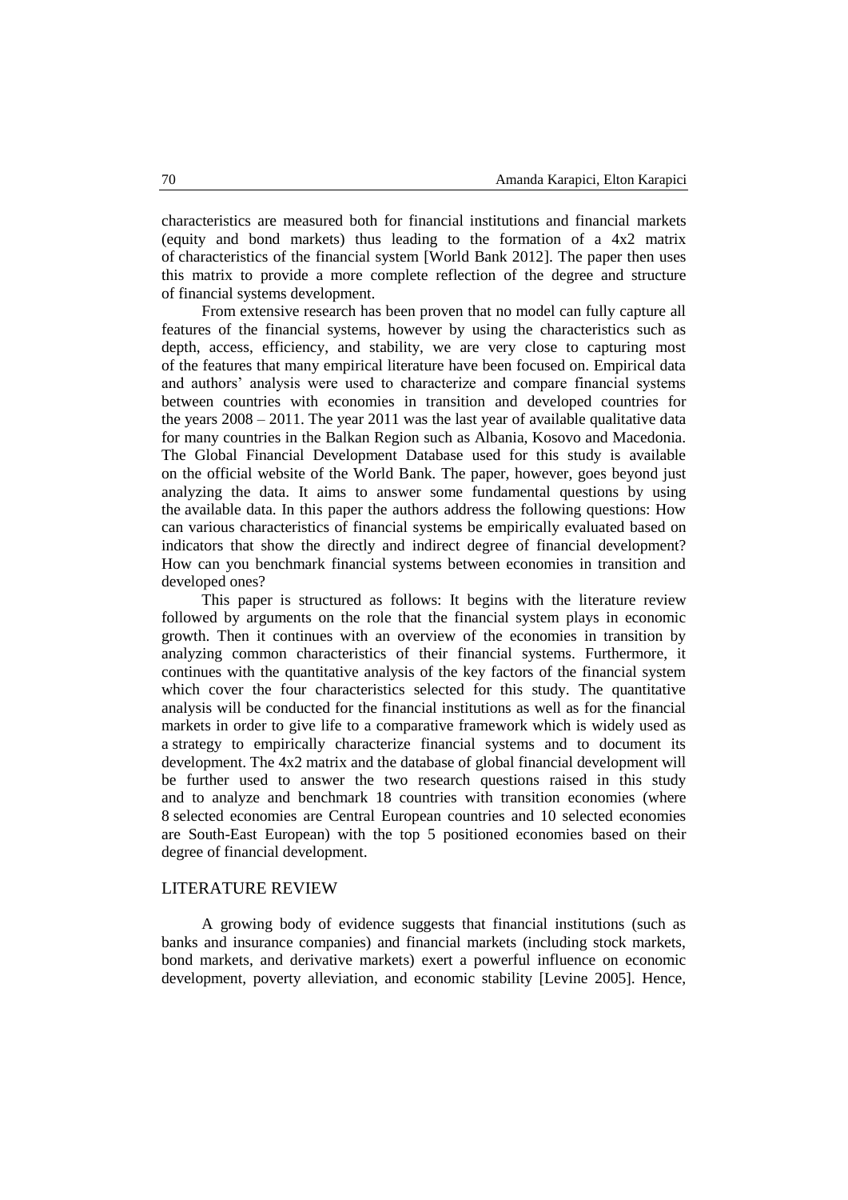characteristics are measured both for financial institutions and financial markets (equity and bond markets) thus leading to the formation of a 4x2 matrix of characteristics of the financial system [World Bank 2012]. The paper then uses this matrix to provide a more complete reflection of the degree and structure of financial systems development.

From extensive research has been proven that no model can fully capture all features of the financial systems, however by using the characteristics such as depth, access, efficiency, and stability, we are very close to capturing most of the features that many empirical literature have been focused on. Empirical data and authors' analysis were used to characterize and compare financial systems between countries with economies in transition and developed countries for the years 2008 – 2011. The year 2011 was the last year of available qualitative data for many countries in the Balkan Region such as Albania, Kosovo and Macedonia. The Global Financial Development Database used for this study is available on the official website of the World Bank. The paper, however, goes beyond just analyzing the data. It aims to answer some fundamental questions by using the available data. In this paper the authors address the following questions: How can various characteristics of financial systems be empirically evaluated based on indicators that show the directly and indirect degree of financial development? How can you benchmark financial systems between economies in transition and developed ones?

This paper is structured as follows: It begins with the literature review followed by arguments on the role that the financial system plays in economic growth. Then it continues with an overview of the economies in transition by analyzing common characteristics of their financial systems. Furthermore, it continues with the quantitative analysis of the key factors of the financial system which cover the four characteristics selected for this study. The quantitative analysis will be conducted for the financial institutions as well as for the financial markets in order to give life to a comparative framework which is widely used as a strategy to empirically characterize financial systems and to document its development. The 4x2 matrix and the database of global financial development will be further used to answer the two research questions raised in this study and to analyze and benchmark 18 countries with transition economies (where 8 selected economies are Central European countries and 10 selected economies are South-East European) with the top 5 positioned economies based on their degree of financial development.

## LITERATURE REVIEW

A growing body of evidence suggests that financial institutions (such as banks and insurance companies) and financial markets (including stock markets, bond markets, and derivative markets) exert a powerful influence on economic development, poverty alleviation, and economic stability [Levine 2005]. Hence,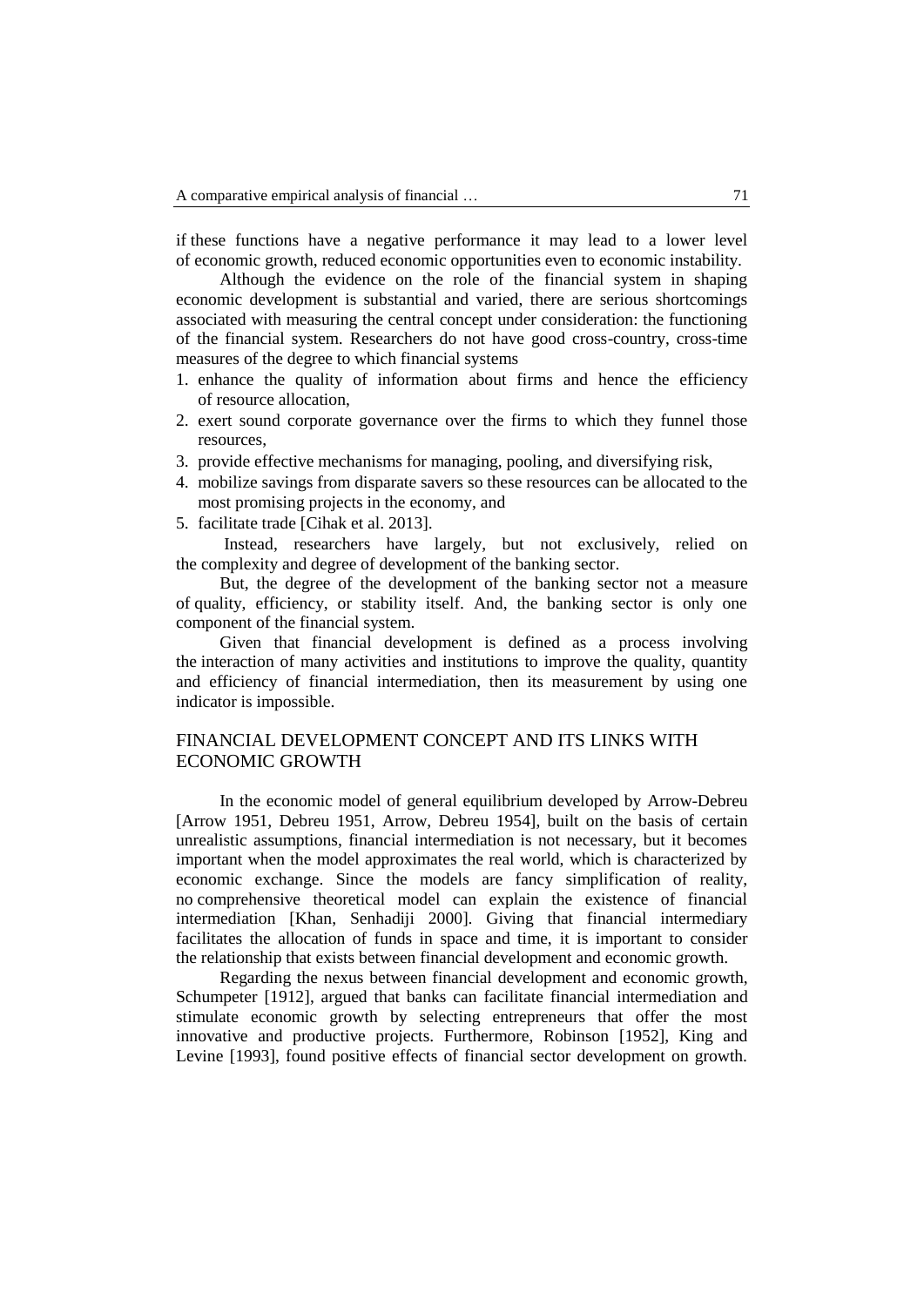if these functions have a negative performance it may lead to a lower level of economic growth, reduced economic opportunities even to economic instability.

Although the evidence on the role of the financial system in shaping economic development is substantial and varied, there are serious shortcomings associated with measuring the central concept under consideration: the functioning of the financial system. Researchers do not have good cross-country, cross-time measures of the degree to which financial systems

1. enhance the quality of information about firms and hence the efficiency of resource allocation,
2. exert sound corporate governance over the firms to which they funnel those resources,
3. provide effective mechanisms for managing, pooling, and diversifying risk,
4. mobilize savings from disparate savers so these resources can be allocated to the most promising projects in the economy, and
5. facilitate trade [Cihak et al. 2013].

Instead, researchers have largely, but not exclusively, relied on the complexity and degree of development of the banking sector.

But, the degree of the development of the banking sector not a measure of quality, efficiency, or stability itself. And, the banking sector is only one component of the financial system.

Given that financial development is defined as a process involving the interaction of many activities and institutions to improve the quality, quantity and efficiency of financial intermediation, then its measurement by using one indicator is impossible.

## FINANCIAL DEVELOPMENT CONCEPT AND ITS LINKS WITH ECONOMIC GROWTH

In the economic model of general equilibrium developed by Arrow-Debreu [Arrow 1951, Debreu 1951, Arrow, Debreu 1954], built on the basis of certain unrealistic assumptions, financial intermediation is not necessary, but it becomes important when the model approximates the real world, which is characterized by economic exchange. Since the models are fancy simplification of reality, no comprehensive theoretical model can explain the existence of financial intermediation [Khan, Senhadiji 2000]. Giving that financial intermediary facilitates the allocation of funds in space and time, it is important to consider the relationship that exists between financial development and economic growth.

Regarding the nexus between financial development and economic growth, Schumpeter [1912], argued that banks can facilitate financial intermediation and stimulate economic growth by selecting entrepreneurs that offer the most innovative and productive projects. Furthermore, Robinson [1952], King and Levine [1993], found positive effects of financial sector development on growth.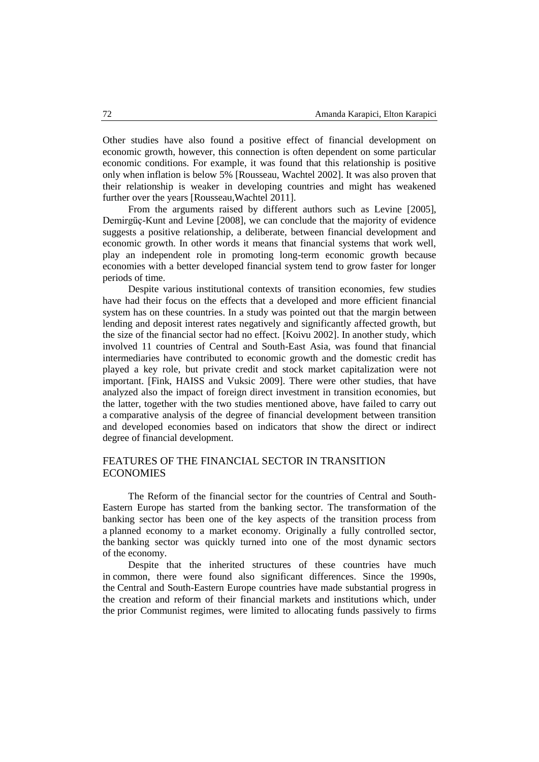Other studies have also found a positive effect of financial development on economic growth, however, this connection is often dependent on some particular economic conditions. For example, it was found that this relationship is positive only when inflation is below 5% [Rousseau, Wachtel 2002]. It was also proven that their relationship is weaker in developing countries and might has weakened further over the years [Rousseau,Wachtel 2011].

From the arguments raised by different authors such as Levine [2005], Demirgüç-Kunt and Levine [2008], we can conclude that the majority of evidence suggests a positive relationship, a deliberate, between financial development and economic growth. In other words it means that financial systems that work well, play an independent role in promoting long-term economic growth because economies with a better developed financial system tend to grow faster for longer periods of time.

Despite various institutional contexts of transition economies, few studies have had their focus on the effects that a developed and more efficient financial system has on these countries. In a study was pointed out that the margin between lending and deposit interest rates negatively and significantly affected growth, but the size of the financial sector had no effect. [Koivu 2002]. In another study, which involved 11 countries of Central and South-East Asia, was found that financial intermediaries have contributed to economic growth and the domestic credit has played a key role, but private credit and stock market capitalization were not important. [Fink, HAISS and Vuksic 2009]. There were other studies, that have analyzed also the impact of foreign direct investment in transition economies, but the latter, together with the two studies mentioned above, have failed to carry out a comparative analysis of the degree of financial development between transition and developed economies based on indicators that show the direct or indirect degree of financial development.

## FEATURES OF THE FINANCIAL SECTOR IN TRANSITION ECONOMIES

The Reform of the financial sector for the countries of Central and South-Eastern Europe has started from the banking sector. The transformation of the banking sector has been one of the key aspects of the transition process from a planned economy to a market economy. Originally a fully controlled sector, the banking sector was quickly turned into one of the most dynamic sectors of the economy.

Despite that the inherited structures of these countries have much in common, there were found also significant differences. Since the 1990s, the Central and South-Eastern Europe countries have made substantial progress in the creation and reform of their financial markets and institutions which, under the prior Communist regimes, were limited to allocating funds passively to firms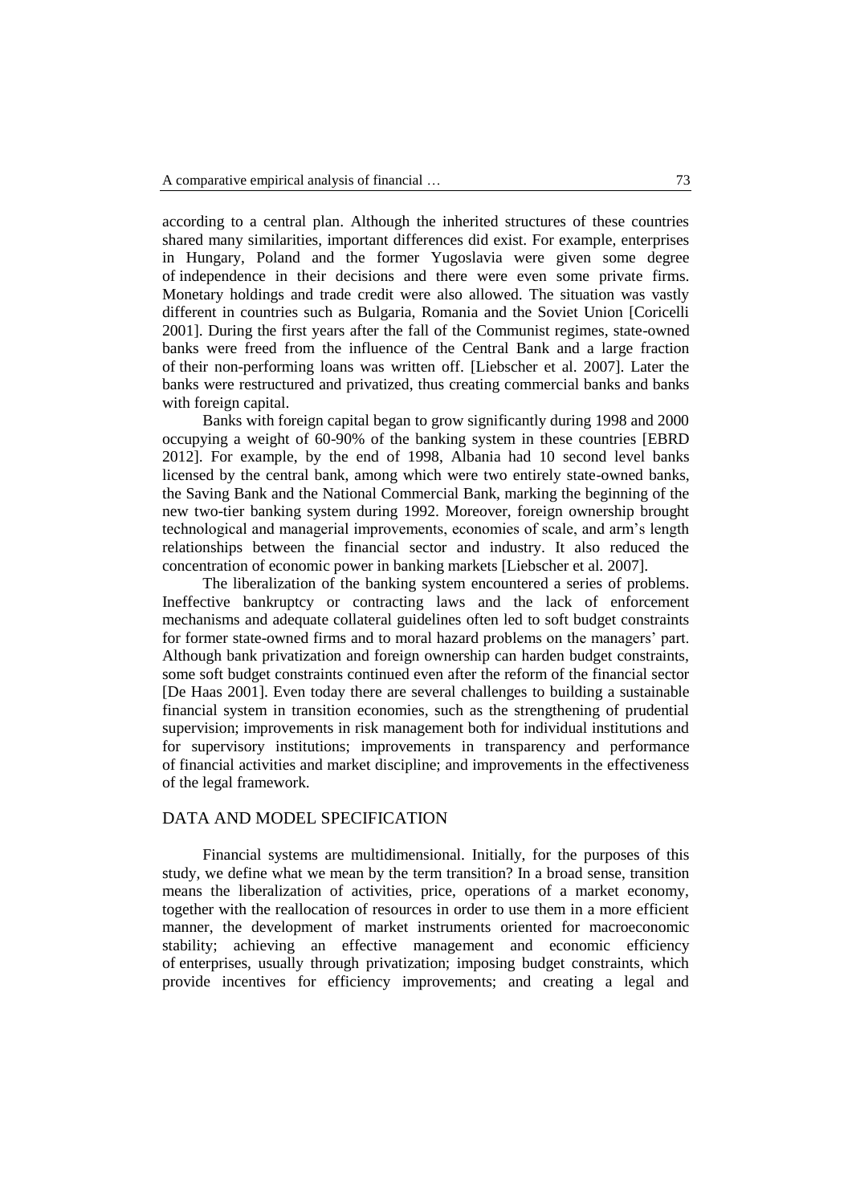according to a central plan. Although the inherited structures of these countries shared many similarities, important differences did exist. For example, enterprises in Hungary, Poland and the former Yugoslavia were given some degree of independence in their decisions and there were even some private firms. Monetary holdings and trade credit were also allowed. The situation was vastly different in countries such as Bulgaria, Romania and the Soviet Union [Coricelli 2001]. During the first years after the fall of the Communist regimes, state-owned banks were freed from the influence of the Central Bank and a large fraction of their non-performing loans was written off. [Liebscher et al. 2007]. Later the banks were restructured and privatized, thus creating commercial banks and banks with foreign capital.

Banks with foreign capital began to grow significantly during 1998 and 2000 occupying a weight of 60-90% of the banking system in these countries [EBRD 2012]. For example, by the end of 1998, Albania had 10 second level banks licensed by the central bank, among which were two entirely state-owned banks, the Saving Bank and the National Commercial Bank, marking the beginning of the new two-tier banking system during 1992. Moreover, foreign ownership brought technological and managerial improvements, economies of scale, and arm's length relationships between the financial sector and industry. It also reduced the concentration of economic power in banking markets [Liebscher et al. 2007].

The liberalization of the banking system encountered a series of problems. Ineffective bankruptcy or contracting laws and the lack of enforcement mechanisms and adequate collateral guidelines often led to soft budget constraints for former state-owned firms and to moral hazard problems on the managers' part. Although bank privatization and foreign ownership can harden budget constraints, some soft budget constraints continued even after the reform of the financial sector [De Haas 2001]. Even today there are several challenges to building a sustainable financial system in transition economies, such as the strengthening of prudential supervision; improvements in risk management both for individual institutions and for supervisory institutions; improvements in transparency and performance of financial activities and market discipline; and improvements in the effectiveness of the legal framework.

## DATA AND MODEL SPECIFICATION

Financial systems are multidimensional. Initially, for the purposes of this study, we define what we mean by the term transition? In a broad sense, transition means the liberalization of activities, price, operations of a market economy, together with the reallocation of resources in order to use them in a more efficient manner, the development of market instruments oriented for macroeconomic stability; achieving an effective management and economic efficiency of enterprises, usually through privatization; imposing budget constraints, which provide incentives for efficiency improvements; and creating a legal and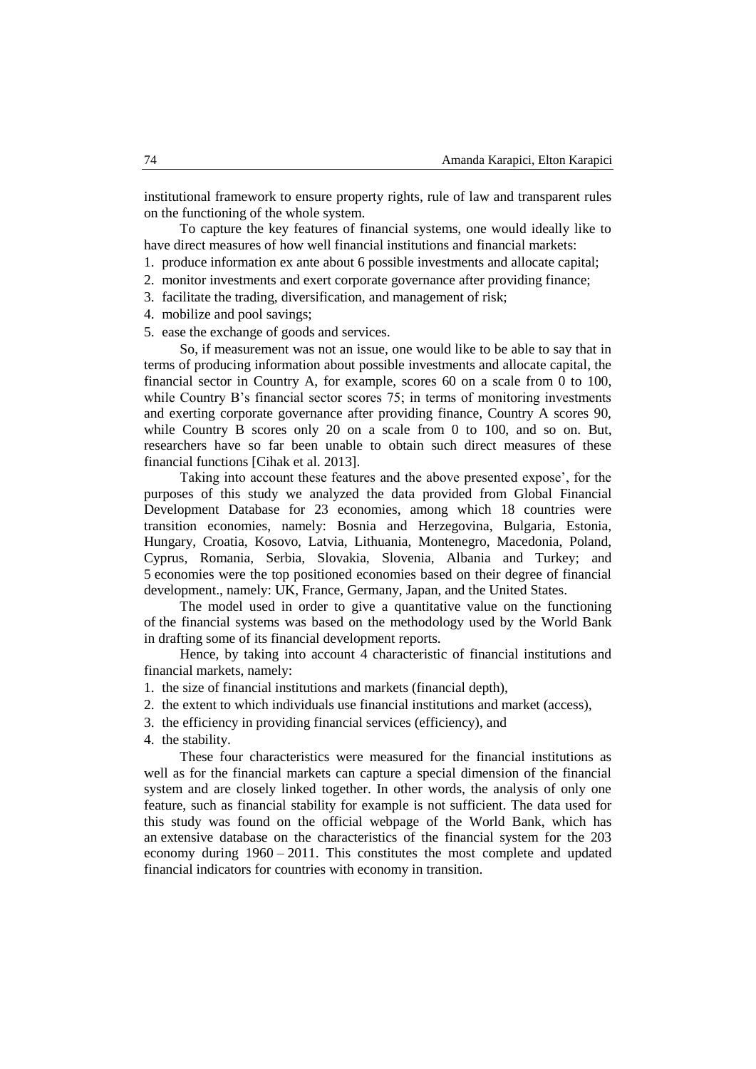institutional framework to ensure property rights, rule of law and transparent rules on the functioning of the whole system.

To capture the key features of financial systems, one would ideally like to have direct measures of how well financial institutions and financial markets:

1. produce information ex ante about 6 possible investments and allocate capital;
2. monitor investments and exert corporate governance after providing finance;
3. facilitate the trading, diversification, and management of risk;
4. mobilize and pool savings;
5. ease the exchange of goods and services.

So, if measurement was not an issue, one would like to be able to say that in terms of producing information about possible investments and allocate capital, the financial sector in Country A, for example, scores 60 on a scale from 0 to 100, while Country B's financial sector scores 75; in terms of monitoring investments and exerting corporate governance after providing finance, Country A scores 90, while Country B scores only 20 on a scale from 0 to 100, and so on. But, researchers have so far been unable to obtain such direct measures of these financial functions [Cihak et al. 2013].

Taking into account these features and the above presented expose', for the purposes of this study we analyzed the data provided from Global Financial Development Database for 23 economies, among which 18 countries were transition economies, namely: Bosnia and Herzegovina, Bulgaria, Estonia, Hungary, Croatia, Kosovo, Latvia, Lithuania, Montenegro, Macedonia, Poland, Cyprus, Romania, Serbia, Slovakia, Slovenia, Albania and Turkey; and 5 economies were the top positioned economies based on their degree of financial development., namely: UK, France, Germany, Japan, and the United States.

The model used in order to give a quantitative value on the functioning of the financial systems was based on the methodology used by the World Bank in drafting some of its financial development reports.

Hence, by taking into account 4 characteristic of financial institutions and financial markets, namely:

1. the size of financial institutions and markets (financial depth),
2. the extent to which individuals use financial institutions and market (access),
3. the efficiency in providing financial services (efficiency), and
4. the stability.

These four characteristics were measured for the financial institutions as well as for the financial markets can capture a special dimension of the financial system and are closely linked together. In other words, the analysis of only one feature, such as financial stability for example is not sufficient. The data used for this study was found on the official webpage of the World Bank, which has an extensive database on the characteristics of the financial system for the 203 economy during 1960 – 2011. This constitutes the most complete and updated financial indicators for countries with economy in transition.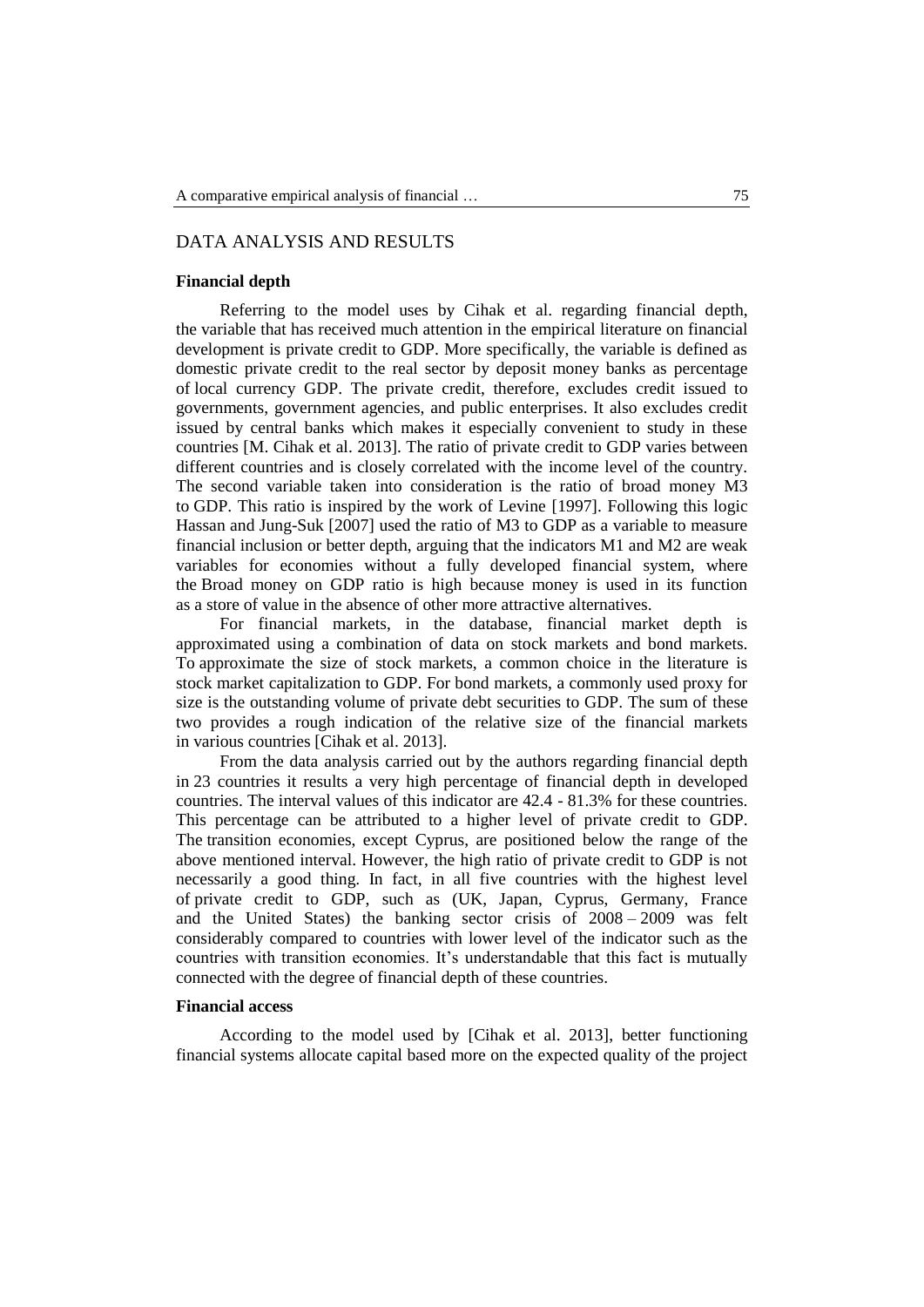## DATA ANALYSIS AND RESULTS

### Financial depth

Referring to the model uses by Cihak et al. regarding financial depth, the variable that has received much attention in the empirical literature on financial development is private credit to GDP. More specifically, the variable is defined as domestic private credit to the real sector by deposit money banks as percentage of local currency GDP. The private credit, therefore, excludes credit issued to governments, government agencies, and public enterprises. It also excludes credit issued by central banks which makes it especially convenient to study in these countries [M. Cihak et al. 2013]. The ratio of private credit to GDP varies between different countries and is closely correlated with the income level of the country. The second variable taken into consideration is the ratio of broad money M3 to GDP. This ratio is inspired by the work of Levine [1997]. Following this logic Hassan and Jung-Suk [2007] used the ratio of M3 to GDP as a variable to measure financial inclusion or better depth, arguing that the indicators M1 and M2 are weak variables for economies without a fully developed financial system, where the Broad money on GDP ratio is high because money is used in its function as a store of value in the absence of other more attractive alternatives.

For financial markets, in the database, financial market depth is approximated using a combination of data on stock markets and bond markets. To approximate the size of stock markets, a common choice in the literature is stock market capitalization to GDP. For bond markets, a commonly used proxy for size is the outstanding volume of private debt securities to GDP. The sum of these two provides a rough indication of the relative size of the financial markets in various countries [Cihak et al. 2013].

From the data analysis carried out by the authors regarding financial depth in 23 countries it results a very high percentage of financial depth in developed countries. The interval values of this indicator are 42.4 - 81.3% for these countries. This percentage can be attributed to a higher level of private credit to GDP. The transition economies, except Cyprus, are positioned below the range of the above mentioned interval. However, the high ratio of private credit to GDP is not necessarily a good thing. In fact, in all five countries with the highest level of private credit to GDP, such as (UK, Japan, Cyprus, Germany, France and the United States) the banking sector crisis of 2008 – 2009 was felt considerably compared to countries with lower level of the indicator such as the countries with transition economies. It's understandable that this fact is mutually connected with the degree of financial depth of these countries.

### Financial access

According to the model used by [Cihak et al. 2013], better functioning financial systems allocate capital based more on the expected quality of the project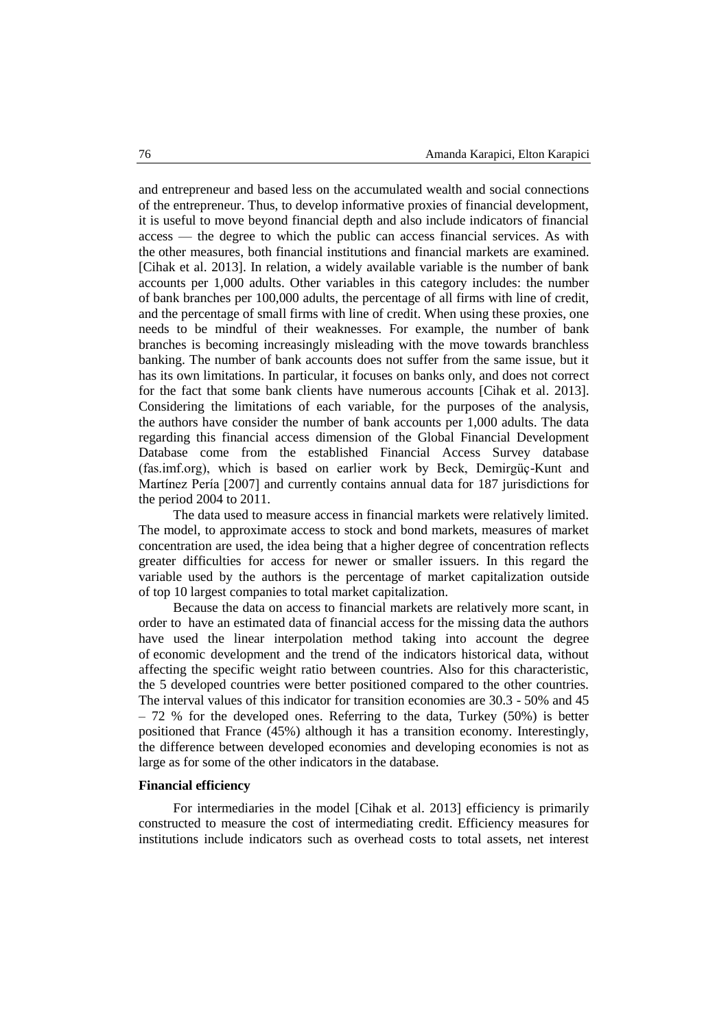and entrepreneur and based less on the accumulated wealth and social connections of the entrepreneur. Thus, to develop informative proxies of financial development, it is useful to move beyond financial depth and also include indicators of financial access — the degree to which the public can access financial services. As with the other measures, both financial institutions and financial markets are examined. [Cihak et al. 2013]. In relation, a widely available variable is the number of bank accounts per 1,000 adults. Other variables in this category includes: the number of bank branches per 100,000 adults, the percentage of all firms with line of credit, and the percentage of small firms with line of credit. When using these proxies, one needs to be mindful of their weaknesses. For example, the number of bank branches is becoming increasingly misleading with the move towards branchless banking. The number of bank accounts does not suffer from the same issue, but it has its own limitations. In particular, it focuses on banks only, and does not correct for the fact that some bank clients have numerous accounts [Cihak et al. 2013]. Considering the limitations of each variable, for the purposes of the analysis, the authors have consider the number of bank accounts per 1,000 adults. The data regarding this financial access dimension of the Global Financial Development Database come from the established Financial Access Survey database (fas.imf.org), which is based on earlier work by Beck, Demirgüç-Kunt and Martínez Pería [2007] and currently contains annual data for 187 jurisdictions for the period 2004 to 2011.

The data used to measure access in financial markets were relatively limited. The model, to approximate access to stock and bond markets, measures of market concentration are used, the idea being that a higher degree of concentration reflects greater difficulties for access for newer or smaller issuers. In this regard the variable used by the authors is the percentage of market capitalization outside of top 10 largest companies to total market capitalization.

Because the data on access to financial markets are relatively more scant, in order to have an estimated data of financial access for the missing data the authors have used the linear interpolation method taking into account the degree of economic development and the trend of the indicators historical data, without affecting the specific weight ratio between countries. Also for this characteristic, the 5 developed countries were better positioned compared to the other countries. The interval values of this indicator for transition economies are 30.3 - 50% and 45 – 72 % for the developed ones. Referring to the data, Turkey (50%) is better positioned that France (45%) although it has a transition economy. Interestingly, the difference between developed economies and developing economies is not as large as for some of the other indicators in the database.

**Financial efficiency**

For intermediaries in the model [Cihak et al. 2013] efficiency is primarily constructed to measure the cost of intermediating credit. Efficiency measures for institutions include indicators such as overhead costs to total assets, net interest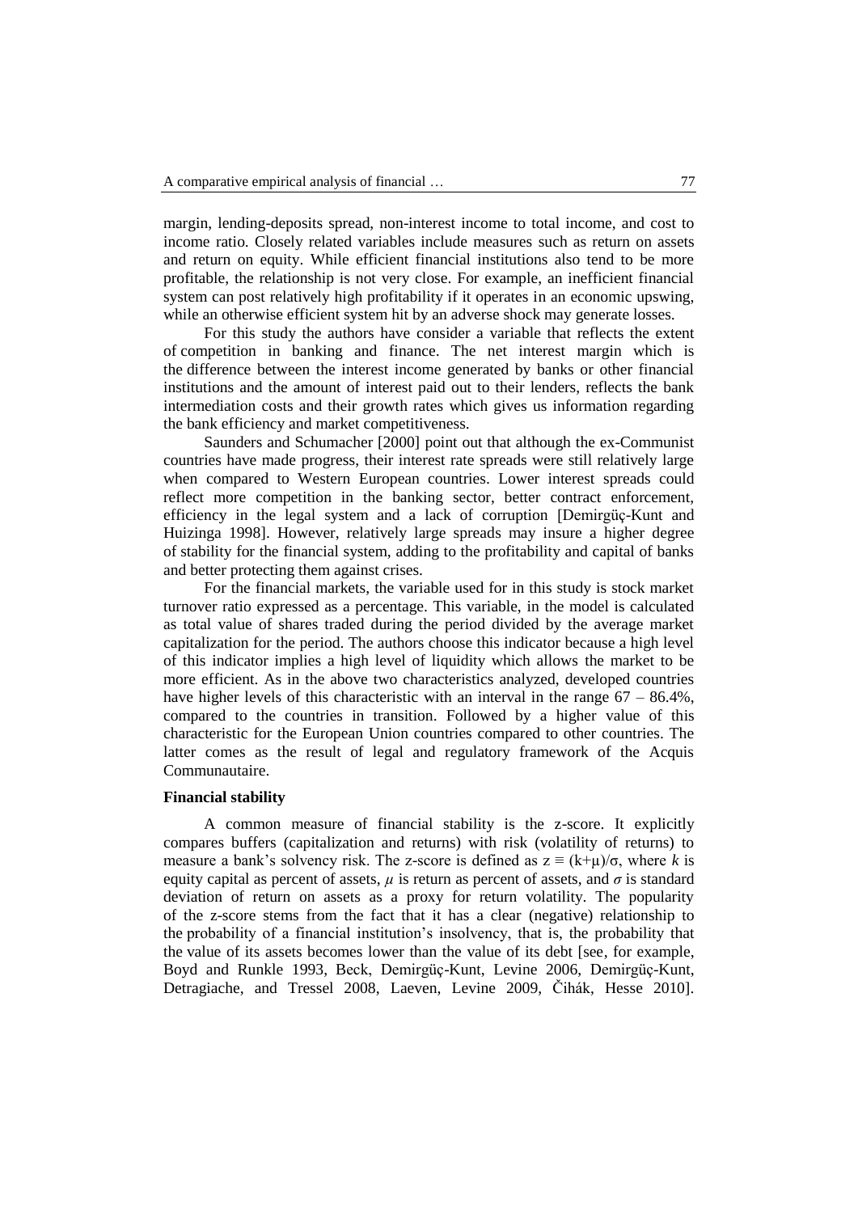margin, lending-deposits spread, non-interest income to total income, and cost to income ratio. Closely related variables include measures such as return on assets and return on equity. While efficient financial institutions also tend to be more profitable, the relationship is not very close. For example, an inefficient financial system can post relatively high profitability if it operates in an economic upswing, while an otherwise efficient system hit by an adverse shock may generate losses.

For this study the authors have consider a variable that reflects the extent of competition in banking and finance. The net interest margin which is the difference between the interest income generated by banks or other financial institutions and the amount of interest paid out to their lenders, reflects the bank intermediation costs and their growth rates which gives us information regarding the bank efficiency and market competitiveness.

Saunders and Schumacher [2000] point out that although the ex-Communist countries have made progress, their interest rate spreads were still relatively large when compared to Western European countries. Lower interest spreads could reflect more competition in the banking sector, better contract enforcement, efficiency in the legal system and a lack of corruption [Demirgüç-Kunt and Huizinga 1998]. However, relatively large spreads may insure a higher degree of stability for the financial system, adding to the profitability and capital of banks and better protecting them against crises.

For the financial markets, the variable used for in this study is stock market turnover ratio expressed as a percentage. This variable, in the model is calculated as total value of shares traded during the period divided by the average market capitalization for the period. The authors choose this indicator because a high level of this indicator implies a high level of liquidity which allows the market to be more efficient. As in the above two characteristics analyzed, developed countries have higher levels of this characteristic with an interval in the range 67 – 86.4%, compared to the countries in transition. Followed by a higher value of this characteristic for the European Union countries compared to other countries. The latter comes as the result of legal and regulatory framework of the Acquis Communautaire.

**Financial stability**

A common measure of financial stability is the z-score. It explicitly compares buffers (capitalization and returns) with risk (volatility of returns) to measure a bank's solvency risk. The z-score is defined as $z \equiv (k+\mu)/\sigma$, where $k$ is equity capital as percent of assets, $\mu$ is return as percent of assets, and $\sigma$ is standard deviation of return on assets as a proxy for return volatility. The popularity of the z-score stems from the fact that it has a clear (negative) relationship to the probability of a financial institution's insolvency, that is, the probability that the value of its assets becomes lower than the value of its debt [see, for example, Boyd and Runkle 1993, Beck, Demirgüç-Kunt, Levine 2006, Demirgüç-Kunt, Detragiache, and Tressel 2008, Laeven, Levine 2009, Čihák, Hesse 2010].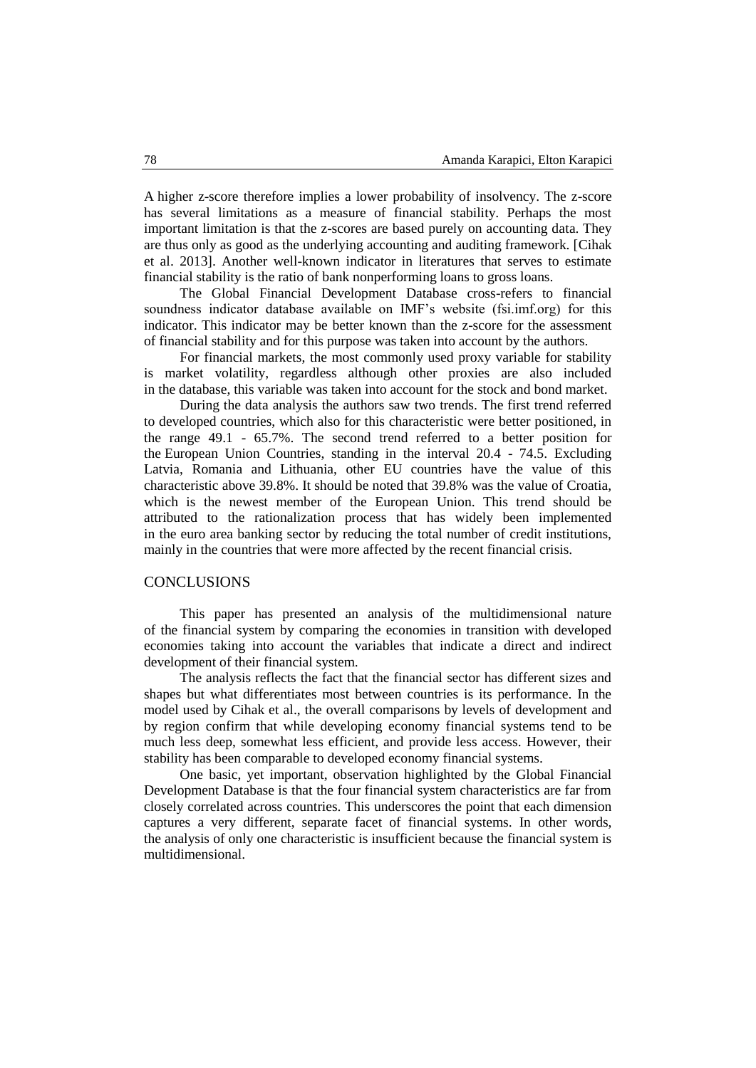A higher z-score therefore implies a lower probability of insolvency. The z-score has several limitations as a measure of financial stability. Perhaps the most important limitation is that the z-scores are based purely on accounting data. They are thus only as good as the underlying accounting and auditing framework. [Cihak et al. 2013]. Another well-known indicator in literatures that serves to estimate financial stability is the ratio of bank nonperforming loans to gross loans.

The Global Financial Development Database cross-refers to financial soundness indicator database available on IMF's website (fsi.imf.org) for this indicator. This indicator may be better known than the z-score for the assessment of financial stability and for this purpose was taken into account by the authors.

For financial markets, the most commonly used proxy variable for stability is market volatility, regardless although other proxies are also included in the database, this variable was taken into account for the stock and bond market.

During the data analysis the authors saw two trends. The first trend referred to developed countries, which also for this characteristic were better positioned, in the range 49.1 - 65.7%. The second trend referred to a better position for the European Union Countries, standing in the interval 20.4 - 74.5. Excluding Latvia, Romania and Lithuania, other EU countries have the value of this characteristic above 39.8%. It should be noted that 39.8% was the value of Croatia, which is the newest member of the European Union. This trend should be attributed to the rationalization process that has widely been implemented in the euro area banking sector by reducing the total number of credit institutions, mainly in the countries that were more affected by the recent financial crisis.

## CONCLUSIONS

This paper has presented an analysis of the multidimensional nature of the financial system by comparing the economies in transition with developed economies taking into account the variables that indicate a direct and indirect development of their financial system.

The analysis reflects the fact that the financial sector has different sizes and shapes but what differentiates most between countries is its performance. In the model used by Cihak et al., the overall comparisons by levels of development and by region confirm that while developing economy financial systems tend to be much less deep, somewhat less efficient, and provide less access. However, their stability has been comparable to developed economy financial systems.

One basic, yet important, observation highlighted by the Global Financial Development Database is that the four financial system characteristics are far from closely correlated across countries. This underscores the point that each dimension captures a very different, separate facet of financial systems. In other words, the analysis of only one characteristic is insufficient because the financial system is multidimensional.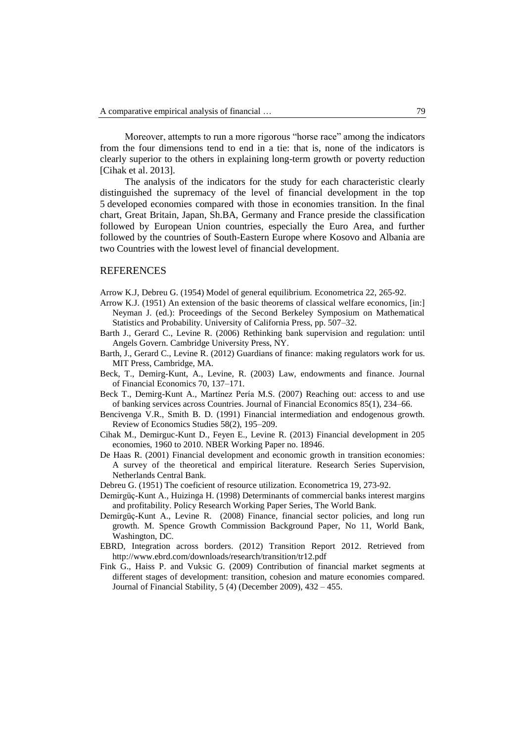Moreover, attempts to run a more rigorous "horse race" among the indicators from the four dimensions tend to end in a tie: that is, none of the indicators is clearly superior to the others in explaining long-term growth or poverty reduction [Cihak et al. 2013].

The analysis of the indicators for the study for each characteristic clearly distinguished the supremacy of the level of financial development in the top 5 developed economies compared with those in economies transition. In the final chart, Great Britain, Japan, Sh.BA, Germany and France preside the classification followed by European Union countries, especially the Euro Area, and further followed by the countries of South-Eastern Europe where Kosovo and Albania are two Countries with the lowest level of financial development.

## REFERENCES

Arrow K.J, Debreu G. (1954) Model of general equilibrium. Econometrica 22, 265-92.

Arrow K.J. (1951) An extension of the basic theorems of classical welfare economics, [in:] Neyman J. (ed.): Proceedings of the Second Berkeley Symposium on Mathematical Statistics and Probability. University of California Press, pp. 507–32.

Barth J., Gerard C., Levine R. (2006) Rethinking bank supervision and regulation: until Angels Govern. Cambridge University Press, NY.

Barth, J., Gerard C., Levine R. (2012) Guardians of finance: making regulators work for us. MIT Press, Cambridge, MA.

Beck, T., Demirg-Kunt, A., Levine, R. (2003) Law, endowments and finance. Journal of Financial Economics 70, 137–171.

Beck T., Demirg-Kunt A., Martínez Pería M.S. (2007) Reaching out: access to and use of banking services across Countries. Journal of Financial Economics 85(1), 234–66.

Bencivenga V.R., Smith B. D. (1991) Financial intermediation and endogenous growth. Review of Economics Studies 58(2), 195–209.

Cihak M., Demirguc-Kunt D., Feyen E., Levine R. (2013) Financial development in 205 economies, 1960 to 2010. NBER Working Paper no. 18946.

De Haas R. (2001) Financial development and economic growth in transition economies: A survey of the theoretical and empirical literature. Research Series Supervision, Netherlands Central Bank.

Debreu G. (1951) The coeficient of resource utilization. Econometrica 19, 273-92.

Demirgüç-Kunt A., Huizinga H. (1998) Determinants of commercial banks interest margins and profitability. Policy Research Working Paper Series, The World Bank.

Demirgüç-Kunt A., Levine R. (2008) Finance, financial sector policies, and long run growth. M. Spence Growth Commission Background Paper, No 11, World Bank, Washington, DC.

EBRD, Integration across borders. (2012) Transition Report 2012. Retrieved from http://www.ebrd.com/downloads/research/transition/tr12.pdf

Fink G., Haiss P. and Vuksic G. (2009) Contribution of financial market segments at different stages of development: transition, cohesion and mature economies compared. Journal of Financial Stability, 5 (4) (December 2009), 432 – 455.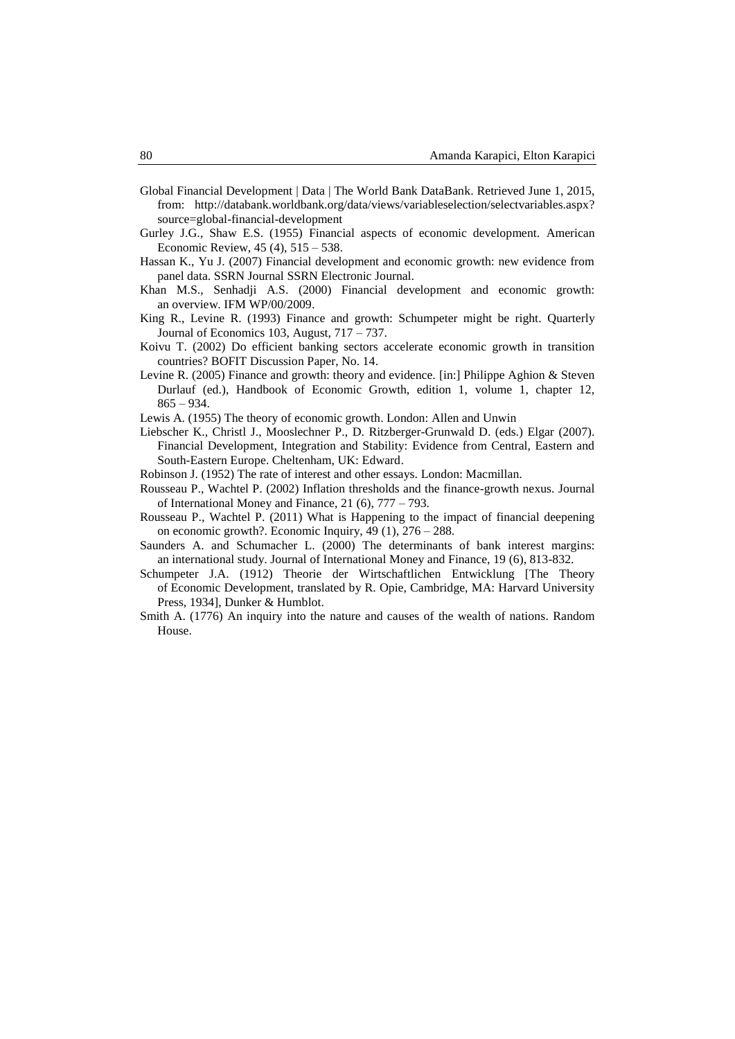Global Financial Development | Data | The World Bank DataBank. Retrieved June 1, 2015, from: http://databank.worldbank.org/data/views/variableselection/selectvariables.aspx?source=global-financial-development

Gurley J.G., Shaw E.S. (1955) Financial aspects of economic development. American Economic Review, 45 (4), 515 – 538.

Hassan K., Yu J. (2007) Financial development and economic growth: new evidence from panel data. SSRN Journal SSRN Electronic Journal.

Khan M.S., Senhadji A.S. (2000) Financial development and economic growth: an overview. IFM WP/00/2009.

King R., Levine R. (1993) Finance and growth: Schumpeter might be right. Quarterly Journal of Economics 103, August, 717 – 737.

Koivu T. (2002) Do efficient banking sectors accelerate economic growth in transition countries? BOFIT Discussion Paper, No. 14.

Levine R. (2005) Finance and growth: theory and evidence. [in:] Philippe Aghion & Steven Durlauf (ed.), Handbook of Economic Growth, edition 1, volume 1, chapter 12, 865 – 934.

Lewis A. (1955) The theory of economic growth. London: Allen and Unwin

Liebscher K., Christl J., Mooslechner P., D. Ritzberger-Grunwald D. (eds.) Elgar (2007). Financial Development, Integration and Stability: Evidence from Central, Eastern and South-Eastern Europe. Cheltenham, UK: Edward.

Robinson J. (1952) The rate of interest and other essays. London: Macmillan.

Rousseau P., Wachtel P. (2002) Inflation thresholds and the finance-growth nexus. Journal of International Money and Finance, 21 (6), 777 – 793.

Rousseau P., Wachtel P. (2011) What is Happening to the impact of financial deepening on economic growth?. Economic Inquiry, 49 (1), 276 – 288.

Saunders A. and Schumacher L. (2000) The determinants of bank interest margins: an international study. Journal of International Money and Finance, 19 (6), 813-832.

Schumpeter J.A. (1912) Theorie der Wirtschaftlichen Entwicklung [The Theory of Economic Development, translated by R. Opie, Cambridge, MA: Harvard University Press, 1934], Dunker & Humblot.

Smith A. (1776) An inquiry into the nature and causes of the wealth of nations. Random House.